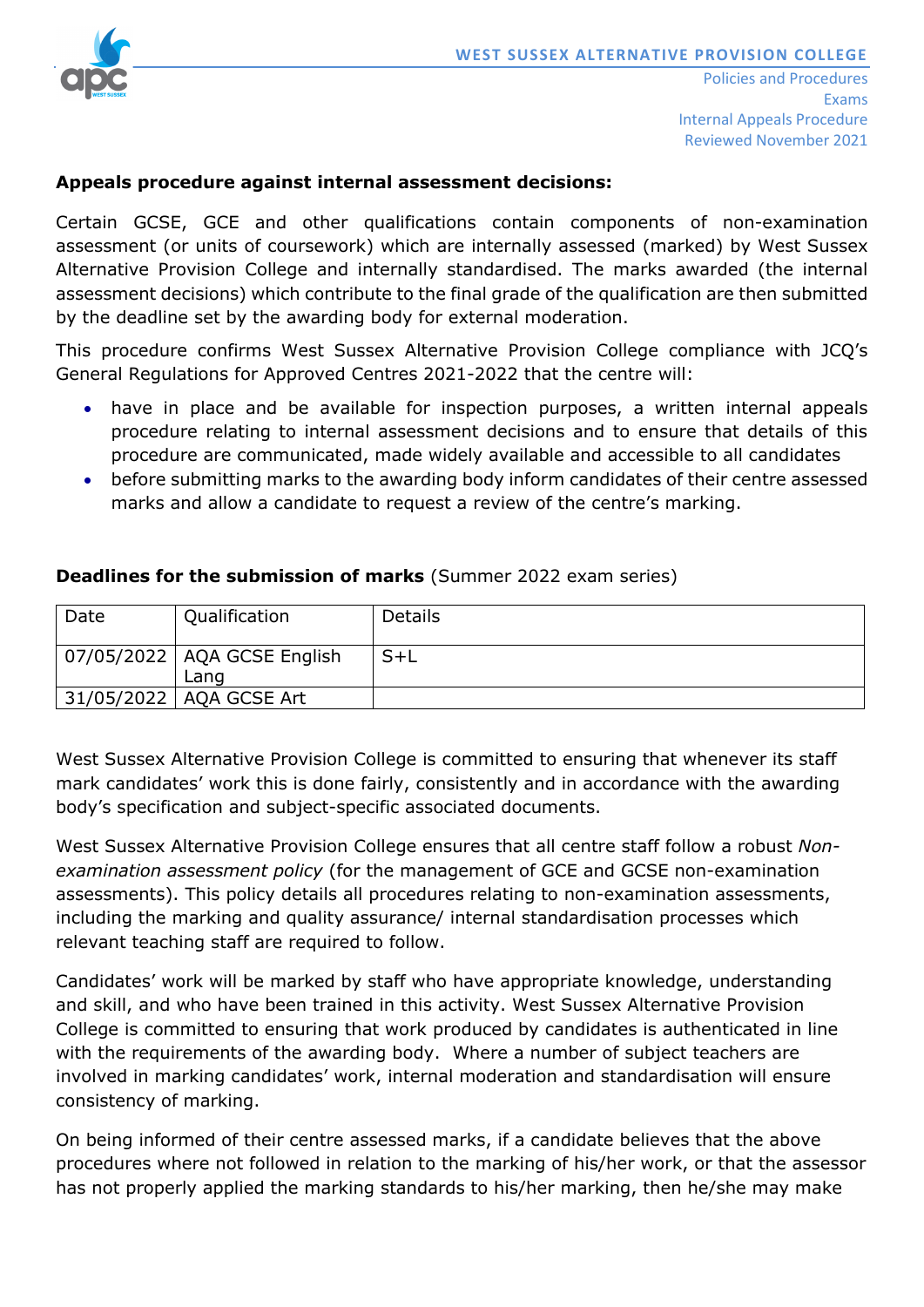**Appeals procedure against internal assessment decisions:**

Certain GCSE, GCE and other qualifications contain components of non-examination assessment (or units of coursework) which are internally assessed (marked) by West Sussex Alternative Provision College and internally standardised. The marks awarded (the internal assessment decisions) which contribute to the final grade of the qualification are then submitted by the deadline set by the awarding body for external moderation.

This procedure confirms West Sussex Alternative Provision College compliance with JCQ's General Regulations for Approved Centres 2021-2022 that the centre will:

- have in place and be available for inspection purposes, a written internal appeals procedure relating to internal assessment decisions and to ensure that details of this procedure are communicated, made widely available and accessible to all candidates
- before submitting marks to the awarding body inform candidates of their centre assessed marks and allow a candidate to request a review of the centre's marking.

**Deadlines for the submission of marks** (Summer 2022 exam series)

| Date | Qualification | Details |
|---|---|---|
| 07/05/2022 | AQA GCSE English Lang | S+L |
| 31/05/2022 | AQA GCSE Art | |

West Sussex Alternative Provision College is committed to ensuring that whenever its staff mark candidates' work this is done fairly, consistently and in accordance with the awarding body's specification and subject-specific associated documents.

West Sussex Alternative Provision College ensures that all centre staff follow a robust *Non-examination assessment policy* (for the management of GCE and GCSE non-examination assessments). This policy details all procedures relating to non-examination assessments, including the marking and quality assurance/ internal standardisation processes which relevant teaching staff are required to follow.

Candidates' work will be marked by staff who have appropriate knowledge, understanding and skill, and who have been trained in this activity. West Sussex Alternative Provision College is committed to ensuring that work produced by candidates is authenticated in line with the requirements of the awarding body. Where a number of subject teachers are involved in marking candidates' work, internal moderation and standardisation will ensure consistency of marking.

On being informed of their centre assessed marks, if a candidate believes that the above procedures where not followed in relation to the marking of his/her work, or that the assessor has not properly applied the marking standards to his/her marking, then he/she may make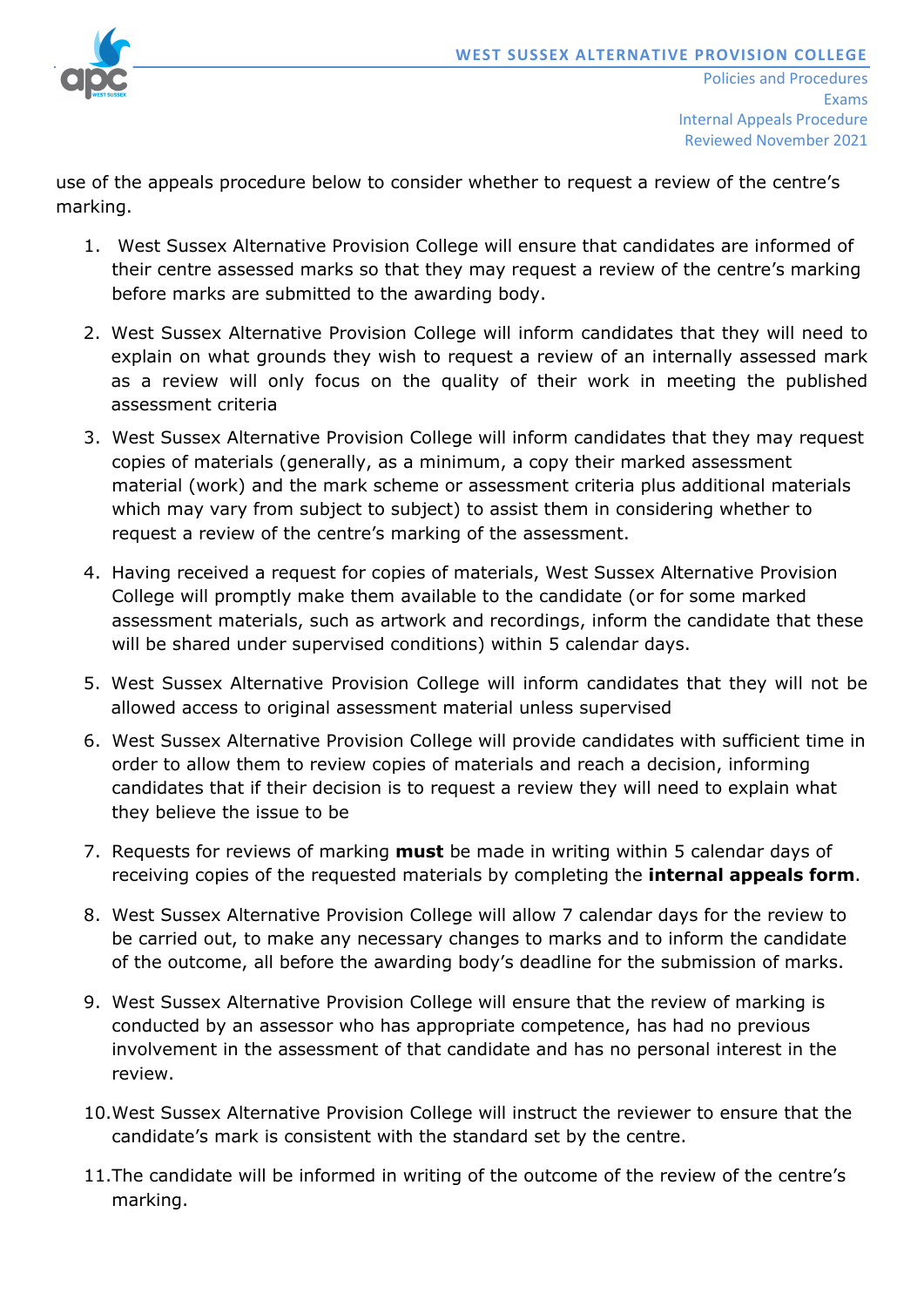use of the appeals procedure below to consider whether to request a review of the centre's marking.

1. West Sussex Alternative Provision College will ensure that candidates are informed of their centre assessed marks so that they may request a review of the centre's marking before marks are submitted to the awarding body.
2. West Sussex Alternative Provision College will inform candidates that they will need to explain on what grounds they wish to request a review of an internally assessed mark as a review will only focus on the quality of their work in meeting the published assessment criteria
3. West Sussex Alternative Provision College will inform candidates that they may request copies of materials (generally, as a minimum, a copy their marked assessment material (work) and the mark scheme or assessment criteria plus additional materials which may vary from subject to subject) to assist them in considering whether to request a review of the centre's marking of the assessment.
4. Having received a request for copies of materials, West Sussex Alternative Provision College will promptly make them available to the candidate (or for some marked assessment materials, such as artwork and recordings, inform the candidate that these will be shared under supervised conditions) within 5 calendar days.
5. West Sussex Alternative Provision College will inform candidates that they will not be allowed access to original assessment material unless supervised
6. West Sussex Alternative Provision College will provide candidates with sufficient time in order to allow them to review copies of materials and reach a decision, informing candidates that if their decision is to request a review they will need to explain what they believe the issue to be
7. Requests for reviews of marking **must** be made in writing within 5 calendar days of receiving copies of the requested materials by completing the **internal appeals form**.
8. West Sussex Alternative Provision College will allow 7 calendar days for the review to be carried out, to make any necessary changes to marks and to inform the candidate of the outcome, all before the awarding body's deadline for the submission of marks.
9. West Sussex Alternative Provision College will ensure that the review of marking is conducted by an assessor who has appropriate competence, has had no previous involvement in the assessment of that candidate and has no personal interest in the review.
10. West Sussex Alternative Provision College will instruct the reviewer to ensure that the candidate's mark is consistent with the standard set by the centre.
11. The candidate will be informed in writing of the outcome of the review of the centre's marking.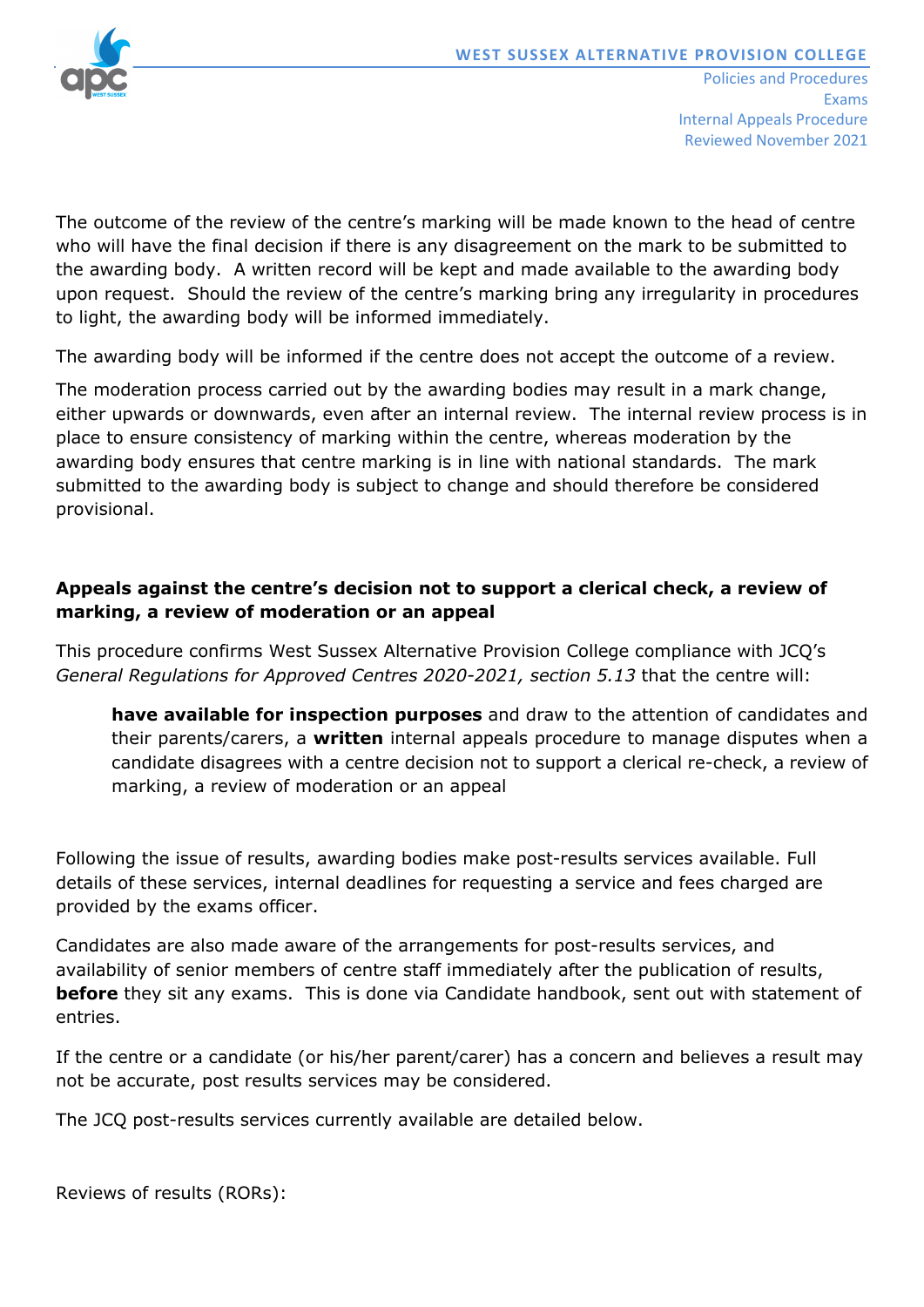The outcome of the review of the centre's marking will be made known to the head of centre who will have the final decision if there is any disagreement on the mark to be submitted to the awarding body. A written record will be kept and made available to the awarding body upon request. Should the review of the centre's marking bring any irregularity in procedures to light, the awarding body will be informed immediately.

The awarding body will be informed if the centre does not accept the outcome of a review.

The moderation process carried out by the awarding bodies may result in a mark change, either upwards or downwards, even after an internal review. The internal review process is in place to ensure consistency of marking within the centre, whereas moderation by the awarding body ensures that centre marking is in line with national standards. The mark submitted to the awarding body is subject to change and should therefore be considered provisional.

**Appeals against the centre's decision not to support a clerical check, a review of marking, a review of moderation or an appeal**

This procedure confirms West Sussex Alternative Provision College compliance with JCQ's *General Regulations for Approved Centres 2020-2021, section 5.13* that the centre will:

> **have available for inspection purposes** and draw to the attention of candidates and their parents/carers, a **written** internal appeals procedure to manage disputes when a candidate disagrees with a centre decision not to support a clerical re-check, a review of marking, a review of moderation or an appeal

Following the issue of results, awarding bodies make post-results services available. Full details of these services, internal deadlines for requesting a service and fees charged are provided by the exams officer.

Candidates are also made aware of the arrangements for post-results services, and availability of senior members of centre staff immediately after the publication of results, **before** they sit any exams. This is done via Candidate handbook, sent out with statement of entries.

If the centre or a candidate (or his/her parent/carer) has a concern and believes a result may not be accurate, post results services may be considered.

The JCQ post-results services currently available are detailed below.

Reviews of results (RORs):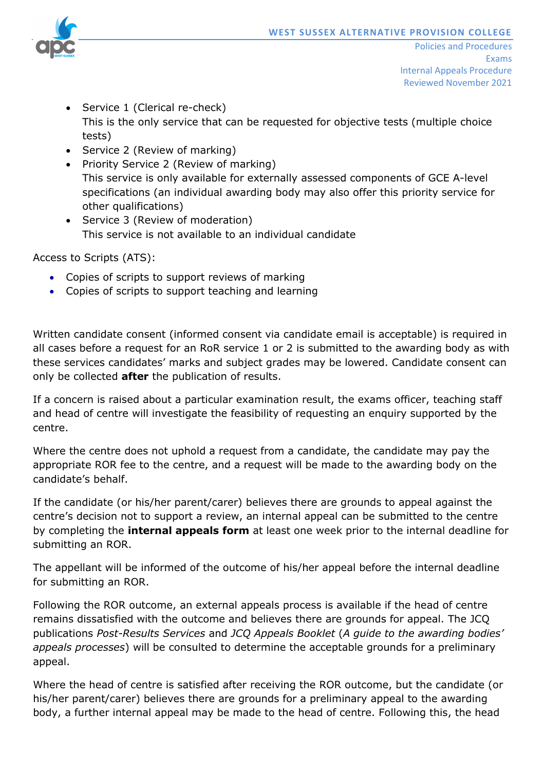- Service 1 (Clerical re-check)
  This is the only service that can be requested for objective tests (multiple choice tests)
- Service 2 (Review of marking)
- Priority Service 2 (Review of marking)
  This service is only available for externally assessed components of GCE A-level specifications (an individual awarding body may also offer this priority service for other qualifications)
- Service 3 (Review of moderation)
  This service is not available to an individual candidate

Access to Scripts (ATS):

- Copies of scripts to support reviews of marking
- Copies of scripts to support teaching and learning

Written candidate consent (informed consent via candidate email is acceptable) is required in all cases before a request for an RoR service 1 or 2 is submitted to the awarding body as with these services candidates' marks and subject grades may be lowered. Candidate consent can only be collected **after** the publication of results.

If a concern is raised about a particular examination result, the exams officer, teaching staff and head of centre will investigate the feasibility of requesting an enquiry supported by the centre.

Where the centre does not uphold a request from a candidate, the candidate may pay the appropriate ROR fee to the centre, and a request will be made to the awarding body on the candidate's behalf.

If the candidate (or his/her parent/carer) believes there are grounds to appeal against the centre's decision not to support a review, an internal appeal can be submitted to the centre by completing the **internal appeals form** at least one week prior to the internal deadline for submitting an ROR.

The appellant will be informed of the outcome of his/her appeal before the internal deadline for submitting an ROR.

Following the ROR outcome, an external appeals process is available if the head of centre remains dissatisfied with the outcome and believes there are grounds for appeal. The JCQ publications *Post-Results Services* and *JCQ Appeals Booklet* (*A guide to the awarding bodies' appeals processes*) will be consulted to determine the acceptable grounds for a preliminary appeal.

Where the head of centre is satisfied after receiving the ROR outcome, but the candidate (or his/her parent/carer) believes there are grounds for a preliminary appeal to the awarding body, a further internal appeal may be made to the head of centre. Following this, the head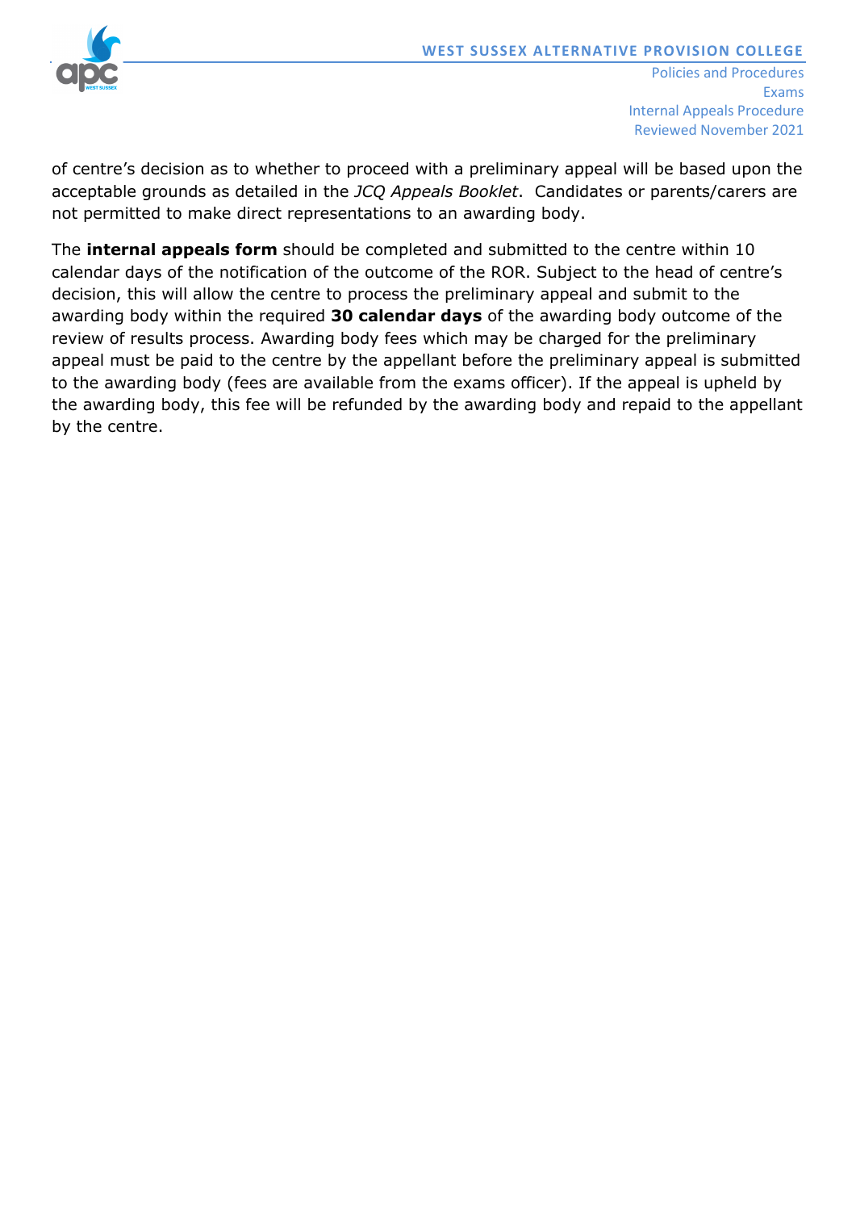of centre's decision as to whether to proceed with a preliminary appeal will be based upon the acceptable grounds as detailed in the *JCQ Appeals Booklet*. Candidates or parents/carers are not permitted to make direct representations to an awarding body.

The **internal appeals form** should be completed and submitted to the centre within 10 calendar days of the notification of the outcome of the ROR. Subject to the head of centre's decision, this will allow the centre to process the preliminary appeal and submit to the awarding body within the required **30 calendar days** of the awarding body outcome of the review of results process. Awarding body fees which may be charged for the preliminary appeal must be paid to the centre by the appellant before the preliminary appeal is submitted to the awarding body (fees are available from the exams officer). If the appeal is upheld by the awarding body, this fee will be refunded by the awarding body and repaid to the appellant by the centre.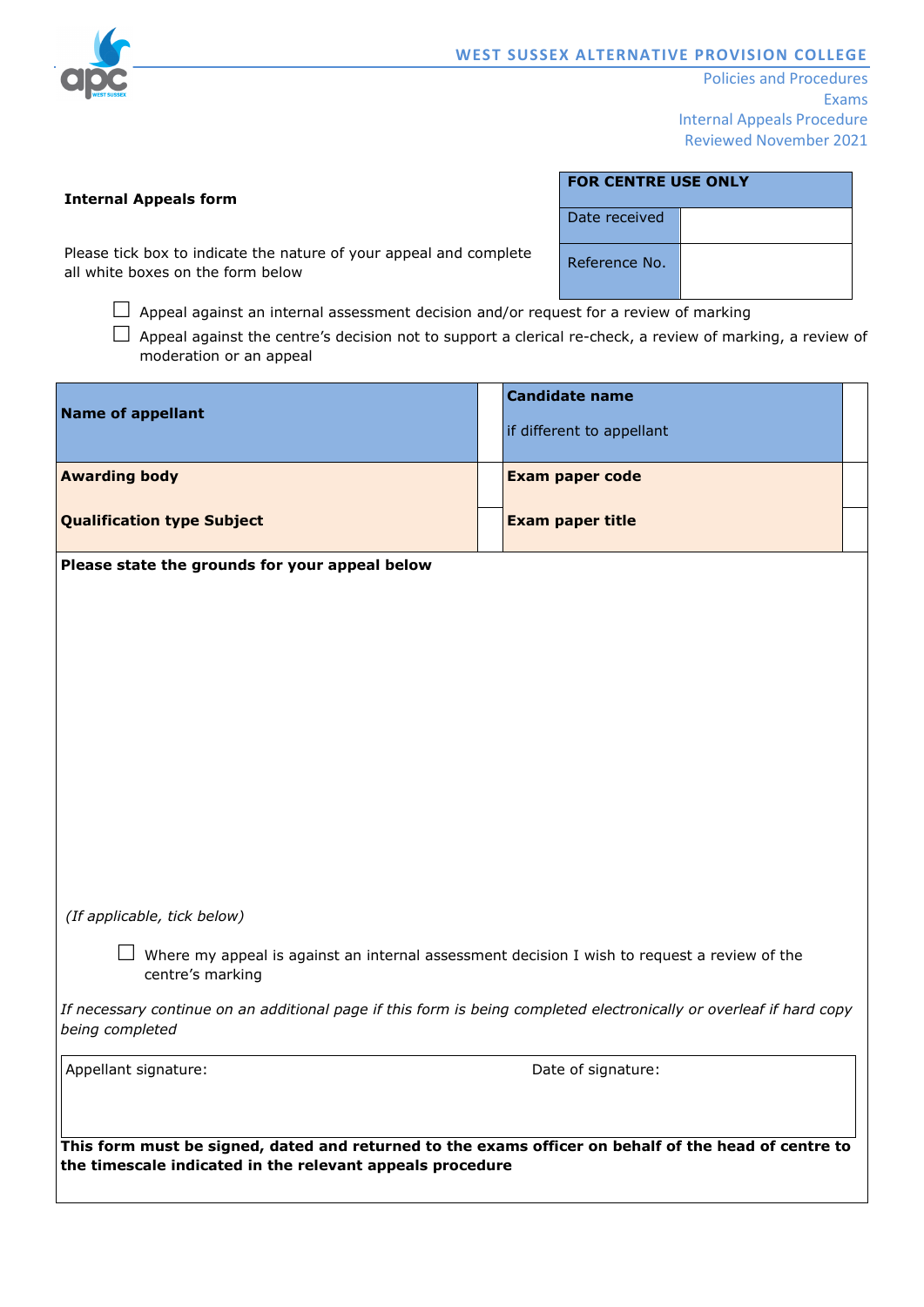**Internal Appeals form**

| FOR CENTRE USE ONLY | |
|---|---|
| Date received | |
| Reference No. | |

Please tick box to indicate the nature of your appeal and complete all white boxes on the form below

☐ Appeal against an internal assessment decision and/or request for a review of marking

☐ Appeal against the centre's decision not to support a clerical re-check, a review of marking, a review of moderation or an appeal

| | | | |
|---|---|---|---|
| **Name of appellant** | | **Candidate name** if different to appellant | |
| **Awarding body** | | **Exam paper code** | |
| **Qualification type Subject** | | **Exam paper title** | |

**Please state the grounds for your appeal below**

*(If applicable, tick below)*

☐ Where my appeal is against an internal assessment decision I wish to request a review of the centre's marking

*If necessary continue on an additional page if this form is being completed electronically or overleaf if hard copy being completed*

| Appellant signature: | Date of signature: |
|---|---|
| | |

**This form must be signed, dated and returned to the exams officer on behalf of the head of centre to the timescale indicated in the relevant appeals procedure**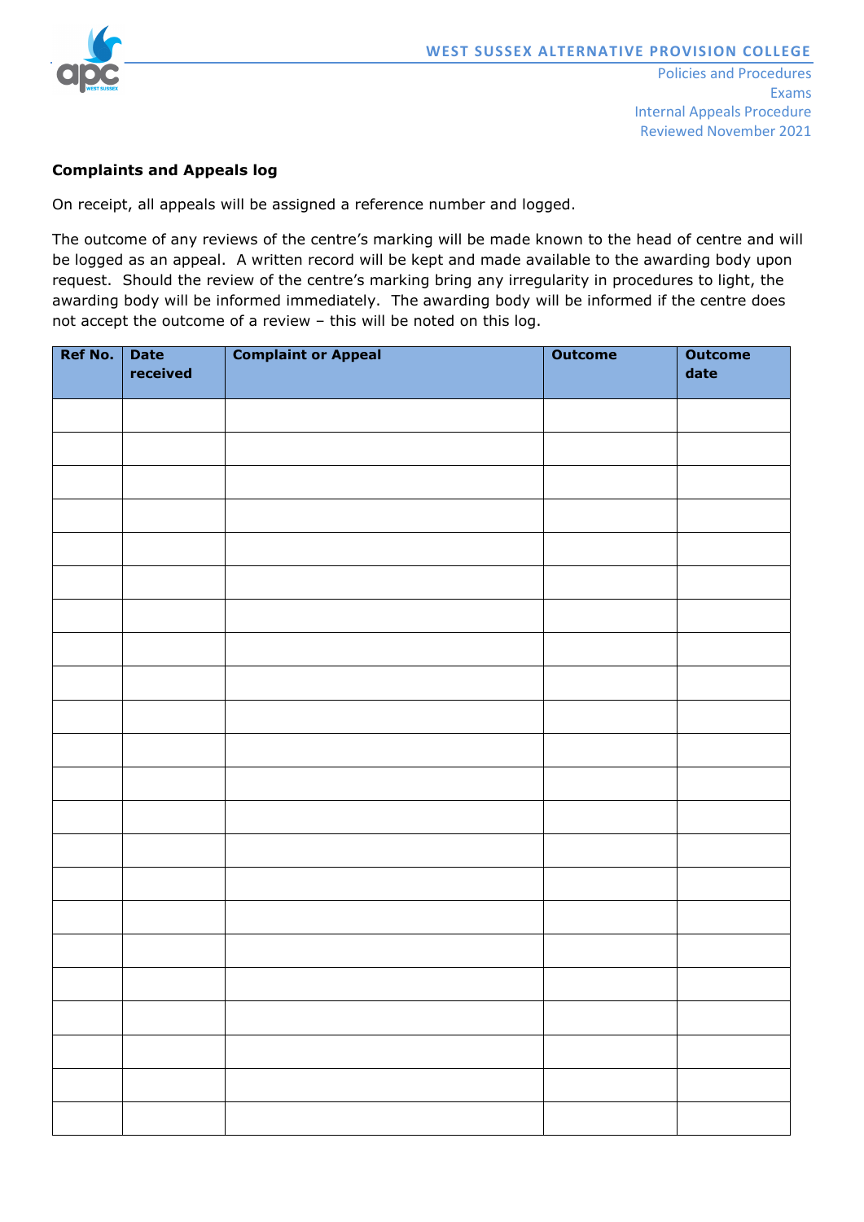**Complaints and Appeals log**

On receipt, all appeals will be assigned a reference number and logged.

The outcome of any reviews of the centre's marking will be made known to the head of centre and will be logged as an appeal. A written record will be kept and made available to the awarding body upon request. Should the review of the centre's marking bring any irregularity in procedures to light, the awarding body will be informed immediately. The awarding body will be informed if the centre does not accept the outcome of a review – this will be noted on this log.

| Ref No. | Date received | Complaint or Appeal | Outcome | Outcome date |
|---|---|---|---|---|
| | | | | |
| | | | | |
| | | | | |
| | | | | |
| | | | | |
| | | | | |
| | | | | |
| | | | | |
| | | | | |
| | | | | |
| | | | | |
| | | | | |
| | | | | |
| | | | | |
| | | | | |
| | | | | |
| | | | | |
| | | | | |
| | | | | |
| | | | | |
| | | | | |
| | | | | |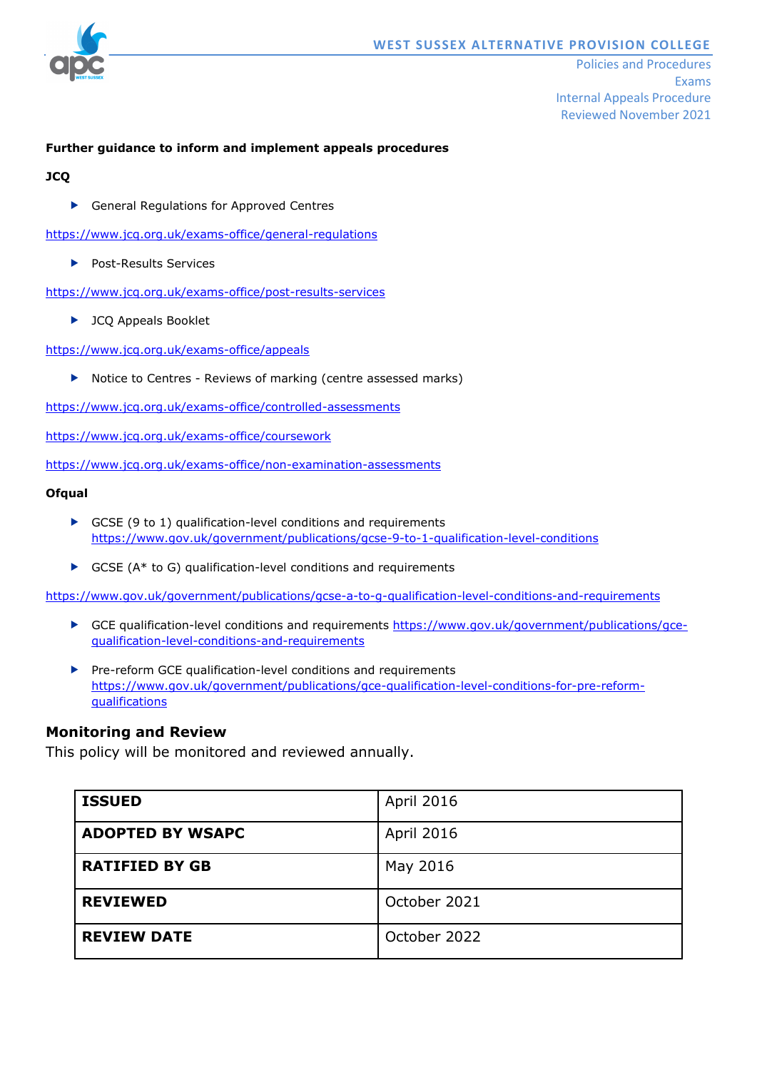**Further guidance to inform and implement appeals procedures**

**JCQ**

- General Regulations for Approved Centres

https://www.jcq.org.uk/exams-office/general-regulations

- Post-Results Services

https://www.jcq.org.uk/exams-office/post-results-services

- JCQ Appeals Booklet

https://www.jcq.org.uk/exams-office/appeals

- Notice to Centres - Reviews of marking (centre assessed marks)

https://www.jcq.org.uk/exams-office/controlled-assessments

https://www.jcq.org.uk/exams-office/coursework

https://www.jcq.org.uk/exams-office/non-examination-assessments

**Ofqual**

- GCSE (9 to 1) qualification-level conditions and requirements https://www.gov.uk/government/publications/gcse-9-to-1-qualification-level-conditions

- GCSE (A* to G) qualification-level conditions and requirements

https://www.gov.uk/government/publications/gcse-a-to-g-qualification-level-conditions-and-requirements

- GCE qualification-level conditions and requirements https://www.gov.uk/government/publications/gce-qualification-level-conditions-and-requirements

- Pre-reform GCE qualification-level conditions and requirements https://www.gov.uk/government/publications/gce-qualification-level-conditions-for-pre-reform-qualifications

## Monitoring and Review

This policy will be monitored and reviewed annually.

| | |
|---|---|
| **ISSUED** | April 2016 |
| **ADOPTED BY WSAPC** | April 2016 |
| **RATIFIED BY GB** | May 2016 |
| **REVIEWED** | October 2021 |
| **REVIEW DATE** | October 2022 |